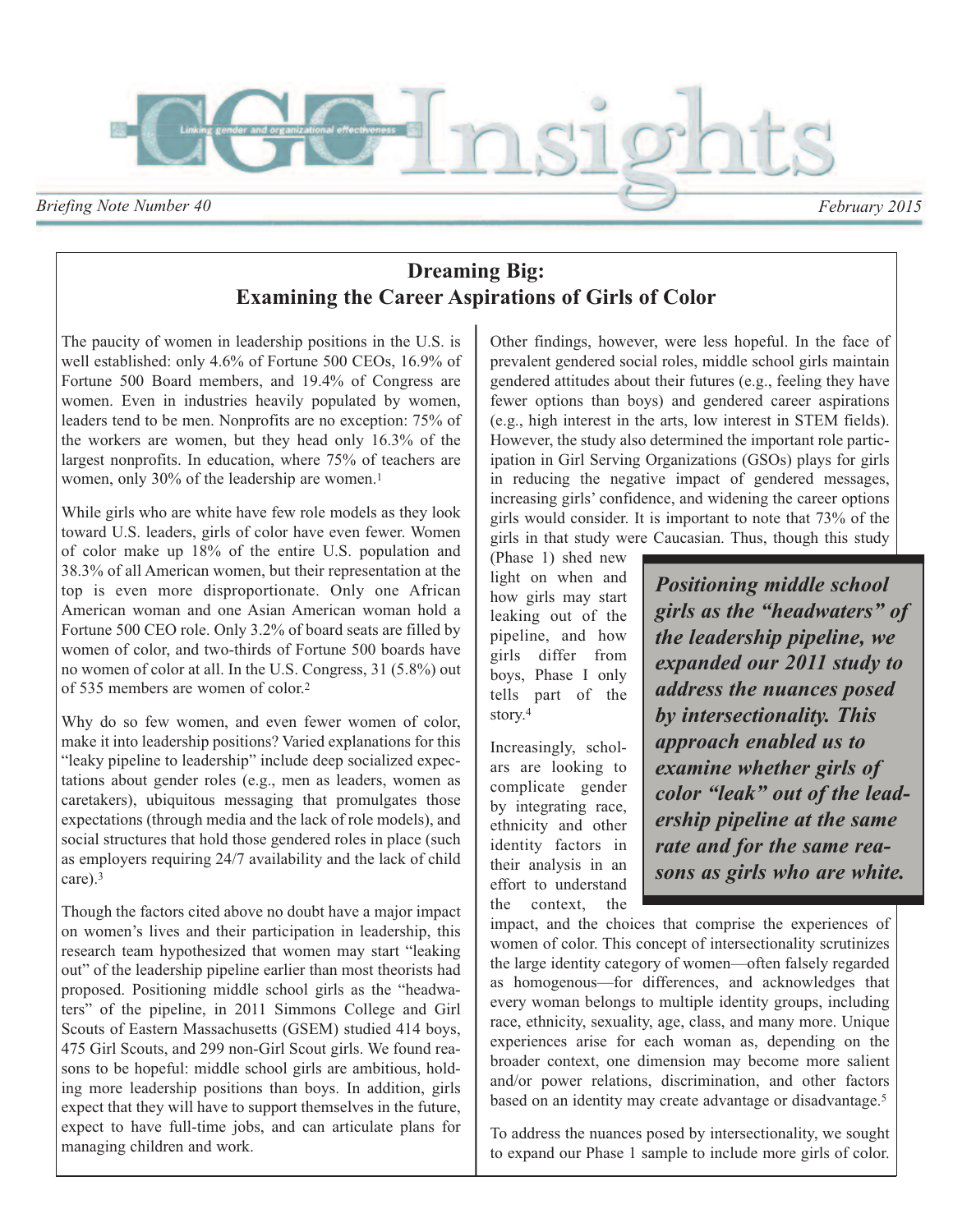CGO Insights

*Briefing Note Number 40* — *February 2015*

# Dreaming Big: Examining the Career Aspirations of Girls of Color

The paucity of women in leadership positions in the U.S. is well established: only 4.6% of Fortune 500 CEOs, 16.9% of Fortune 500 Board members, and 19.4% of Congress are women. Even in industries heavily populated by women, leaders tend to be men. Nonprofits are no exception: 75% of the workers are women, but they head only 16.3% of the largest nonprofits. In education, where 75% of teachers are women, only 30% of the leadership are women.[1]

While girls who are white have few role models as they look toward U.S. leaders, girls of color have even fewer. Women of color make up 18% of the entire U.S. population and 38.3% of all American women, but their representation at the top is even more disproportionate. Only one African American woman and one Asian American woman hold a Fortune 500 CEO role. Only 3.2% of board seats are filled by women of color, and two-thirds of Fortune 500 boards have no women of color at all. In the U.S. Congress, 31 (5.8%) out of 535 members are women of color.[2]

Why do so few women, and even fewer women of color, make it into leadership positions? Varied explanations for this "leaky pipeline to leadership" include deep socialized expectations about gender roles (e.g., men as leaders, women as caretakers), ubiquitous messaging that promulgates those expectations (through media and the lack of role models), and social structures that hold those gendered roles in place (such as employers requiring 24/7 availability and the lack of child care).[3]

Though the factors cited above no doubt have a major impact on women's lives and their participation in leadership, this research team hypothesized that women may start "leaking out" of the leadership pipeline earlier than most theorists had proposed. Positioning middle school girls as the "headwaters" of the pipeline, in 2011 Simmons College and Girl Scouts of Eastern Massachusetts (GSEM) studied 414 boys, 475 Girl Scouts, and 299 non-Girl Scout girls. We found reasons to be hopeful: middle school girls are ambitious, holding more leadership positions than boys. In addition, girls expect that they will have to support themselves in the future, expect to have full-time jobs, and can articulate plans for managing children and work.

Other findings, however, were less hopeful. In the face of prevalent gendered social roles, middle school girls maintain gendered attitudes about their futures (e.g., feeling they have fewer options than boys) and gendered career aspirations (e.g., high interest in the arts, low interest in STEM fields). However, the study also determined the important role participation in Girl Serving Organizations (GSOs) plays for girls in reducing the negative impact of gendered messages, increasing girls' confidence, and widening the career options girls would consider. It is important to note that 73% of the girls in that study were Caucasian. Thus, though this study (Phase 1) shed new light on when and how girls may start leaking out of the pipeline, and how girls differ from boys, Phase I only tells part of the story.[4]

> ***Positioning middle school girls as the "headwaters" of the leadership pipeline, we expanded our 2011 study to address the nuances posed by intersectionality. This approach enabled us to examine whether girls of color "leak" out of the leadership pipeline at the same rate and for the same reasons as girls who are white.***

Increasingly, scholars are looking to complicate gender by integrating race, ethnicity and other identity factors in their analysis in an effort to understand the context, the impact, and the choices that comprise the experiences of women of color. This concept of intersectionality scrutinizes the large identity category of women—often falsely regarded as homogenous—for differences, and acknowledges that every woman belongs to multiple identity groups, including race, ethnicity, sexuality, age, class, and many more. Unique experiences arise for each woman as, depending on the broader context, one dimension may become more salient and/or power relations, discrimination, and other factors based on an identity may create advantage or disadvantage.[5]

To address the nuances posed by intersectionality, we sought to expand our Phase 1 sample to include more girls of color.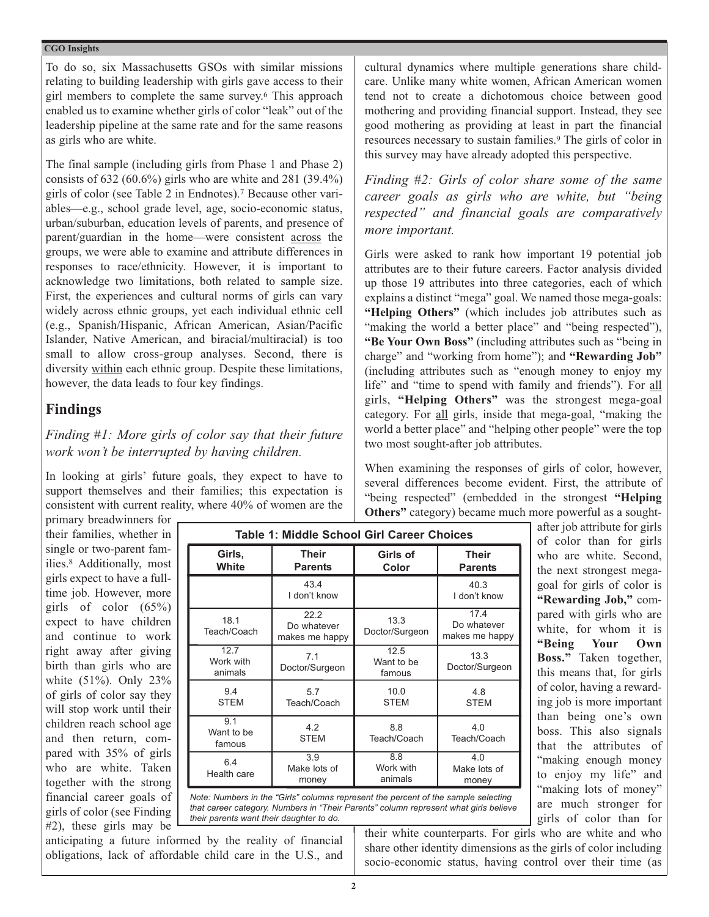To do so, six Massachusetts GSOs with similar missions relating to building leadership with girls gave access to their girl members to complete the same survey.[6] This approach enabled us to examine whether girls of color "leak" out of the leadership pipeline at the same rate and for the same reasons as girls who are white.

The final sample (including girls from Phase 1 and Phase 2) consists of 632 (60.6%) girls who are white and 281 (39.4%) girls of color (see Table 2 in Endnotes).[7] Because other variables—e.g., school grade level, age, socio-economic status, urban/suburban, education levels of parents, and presence of parent/guardian in the home—were consistent across the groups, we were able to examine and attribute differences in responses to race/ethnicity. However, it is important to acknowledge two limitations, both related to sample size. First, the experiences and cultural norms of girls can vary widely across ethnic groups, yet each individual ethnic cell (e.g., Spanish/Hispanic, African American, Asian/Pacific Islander, Native American, and biracial/multiracial) is too small to allow cross-group analyses. Second, there is diversity within each ethnic group. Despite these limitations, however, the data leads to four key findings.

## Findings

### *Finding #1: More girls of color say that their future work won't be interrupted by having children.*

In looking at girls' future goals, they expect to have to support themselves and their families; this expectation is consistent with current reality, where 40% of women are the primary breadwinners for their families, whether in single or two-parent families.[8] Additionally, most girls expect to have a full-time job. However, more girls of color (65%) expect to have children and continue to work right away after giving birth than girls who are white (51%). Only 23% of girls of color say they will stop work until their children reach school age and then return, compared with 35% of girls who are white. Taken together with the strong financial career goals of girls of color (see Finding #2), these girls may be anticipating a future informed by the reality of financial obligations, lack of affordable child care in the U.S., and cultural dynamics where multiple generations share childcare. Unlike many white women, African American women tend not to create a dichotomous choice between good mothering and providing financial support. Instead, they see good mothering as providing at least in part the financial resources necessary to sustain families.[9] The girls of color in this survey may have already adopted this perspective.

**Table 1: Middle School Girl Career Choices**

| Girls, White | Their Parents | Girls of Color | Their Parents |
|---|---|---|---|
| | 43.4 I don't know | | 40.3 I don't know |
| 18.1 Teach/Coach | 22.2 Do whatever makes me happy | 13.3 Doctor/Surgeon | 17.4 Do whatever makes me happy |
| 12.7 Work with animals | 7.1 Doctor/Surgeon | 12.5 Want to be famous | 13.3 Doctor/Surgeon |
| 9.4 STEM | 5.7 Teach/Coach | 10.0 STEM | 4.8 STEM |
| 9.1 Want to be famous | 4.2 STEM | 8.8 Teach/Coach | 4.0 Teach/Coach |
| 6.4 Health care | 3.9 Make lots of money | 8.8 Work with animals | 4.0 Make lots of money |

*Note: Numbers in the "Girls" columns represent the percent of the sample selecting that career category. Numbers in "Their Parents" column represent what girls believe their parents want their daughter to do.*

### *Finding #2: Girls of color share some of the same career goals as girls who are white, but "being respected" and financial goals are comparatively more important.*

Girls were asked to rank how important 19 potential job attributes are to their future careers. Factor analysis divided up those 19 attributes into three categories, each of which explains a distinct "mega" goal. We named those mega-goals: **"Helping Others"** (which includes job attributes such as "making the world a better place" and "being respected"), **"Be Your Own Boss"** (including attributes such as "being in charge" and "working from home"); and **"Rewarding Job"** (including attributes such as "enough money to enjoy my life" and "time to spend with family and friends"). For all girls, **"Helping Others"** was the strongest mega-goal category. For all girls, inside that mega-goal, "making the world a better place" and "helping other people" were the top two most sought-after job attributes.

When examining the responses of girls of color, however, several differences become evident. First, the attribute of "being respected" (embedded in the strongest **"Helping Others"** category) became much more powerful as a sought-after job attribute for girls of color than for girls who are white. Second, the next strongest mega-goal for girls of color is **"Rewarding Job,"** compared with girls who are white, for whom it is **"Being Your Own Boss."** Taken together, this means that, for girls of color, having a rewarding job is more important than being one's own boss. This also signals that the attributes of "making enough money to enjoy my life" and "making lots of money" are much stronger for girls of color than for their white counterparts. For girls who are white and who share other identity dimensions as the girls of color including socio-economic status, having control over their time (as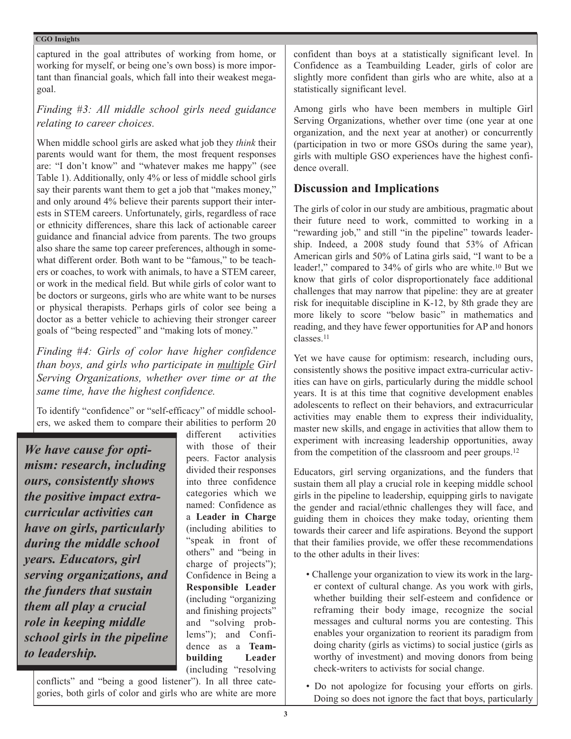captured in the goal attributes of working from home, or working for myself, or being one's own boss) is more important than financial goals, which fall into their weakest mega-goal.

*Finding #3: All middle school girls need guidance relating to career choices.*

When middle school girls are asked what job they *think* their parents would want for them, the most frequent responses are: "I don't know" and "whatever makes me happy" (see Table 1). Additionally, only 4% or less of middle school girls say their parents want them to get a job that "makes money," and only around 4% believe their parents support their interests in STEM careers. Unfortunately, girls, regardless of race or ethnicity differences, share this lack of actionable career guidance and financial advice from parents. The two groups also share the same top career preferences, although in somewhat different order. Both want to be "famous," to be teachers or coaches, to work with animals, to have a STEM career, or work in the medical field. But while girls of color want to be doctors or surgeons, girls who are white want to be nurses or physical therapists. Perhaps girls of color see being a doctor as a better vehicle to achieving their stronger career goals of "being respected" and "making lots of money."

*Finding #4: Girls of color have higher confidence than boys, and girls who participate in multiple Girl Serving Organizations, whether over time or at the same time, have the highest confidence.*

To identify "confidence" or "self-efficacy" of middle schoolers, we asked them to compare their abilities to perform 20 different activities with those of their peers. Factor analysis divided their responses into three confidence categories which we named: Confidence as a **Leader in Charge** (including abilities to "speak in front of others" and "being in charge of projects"); Confidence in Being a **Responsible Leader** (including "organizing and finishing projects" and "solving problems"); and Confidence as a **Teambuilding Leader** (including "resolving conflicts" and "being a good listener"). In all three categories, both girls of color and girls who are white are more confident than boys at a statistically significant level. In Confidence as a Teambuilding Leader, girls of color are slightly more confident than girls who are white, also at a statistically significant level.

> ***We have cause for optimism: research, including ours, consistently shows the positive impact extra-curricular activities can have on girls, particularly during the middle school years. Educators, girl serving organizations, and the funders that sustain them all play a crucial role in keeping middle school girls in the pipeline to leadership.***

Among girls who have been members in multiple Girl Serving Organizations, whether over time (one year at one organization, and the next year at another) or concurrently (participation in two or more GSOs during the same year), girls with multiple GSO experiences have the highest confidence overall.

## Discussion and Implications

The girls of color in our study are ambitious, pragmatic about their future need to work, committed to working in a "rewarding job," and still "in the pipeline" towards leadership. Indeed, a 2008 study found that 53% of African American girls and 50% of Latina girls said, "I want to be a leader!," compared to 34% of girls who are white.[10] But we know that girls of color disproportionately face additional challenges that may narrow that pipeline: they are at greater risk for inequitable discipline in K-12, by 8th grade they are more likely to score "below basic" in mathematics and reading, and they have fewer opportunities for AP and honors classes.[11]

Yet we have cause for optimism: research, including ours, consistently shows the positive impact extra-curricular activities can have on girls, particularly during the middle school years. It is at this time that cognitive development enables adolescents to reflect on their behaviors, and extracurricular activities may enable them to express their individuality, master new skills, and engage in activities that allow them to experiment with increasing leadership opportunities, away from the competition of the classroom and peer groups.[12]

Educators, girl serving organizations, and the funders that sustain them all play a crucial role in keeping middle school girls in the pipeline to leadership, equipping girls to navigate the gender and racial/ethnic challenges they will face, and guiding them in choices they make today, orienting them towards their career and life aspirations. Beyond the support that their families provide, we offer these recommendations to the other adults in their lives:

- Challenge your organization to view its work in the larger context of cultural change. As you work with girls, whether building their self-esteem and confidence or reframing their body image, recognize the social messages and cultural norms you are contesting. This enables your organization to reorient its paradigm from doing charity (girls as victims) to social justice (girls as worthy of investment) and moving donors from being check-writers to activists for social change.
- Do not apologize for focusing your efforts on girls. Doing so does not ignore the fact that boys, particularly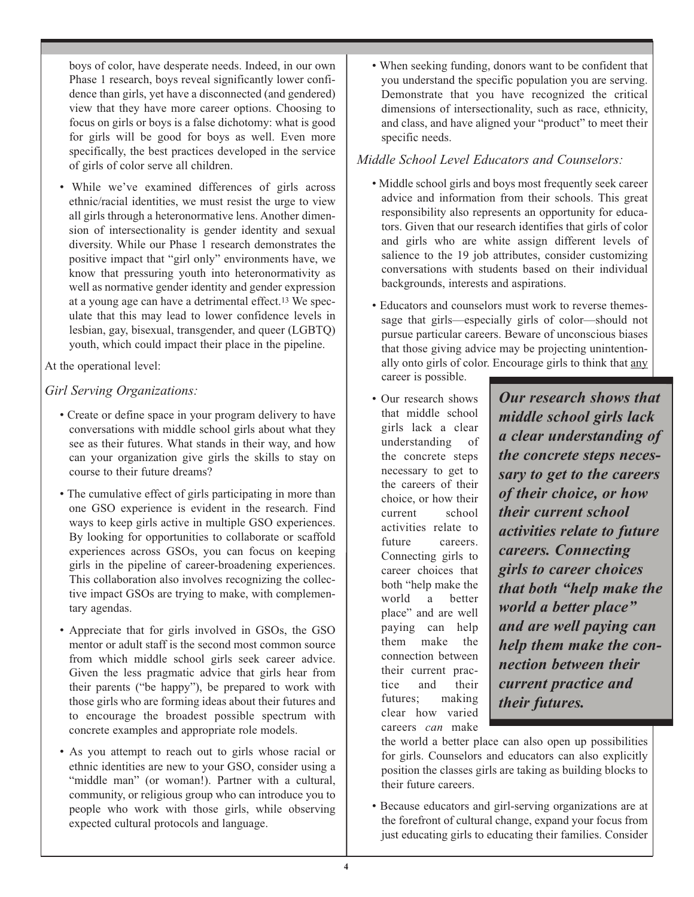boys of color, have desperate needs. Indeed, in our own Phase 1 research, boys reveal significantly lower confidence than girls, yet have a disconnected (and gendered) view that they have more career options. Choosing to focus on girls or boys is a false dichotomy: what is good for girls will be good for boys as well. Even more specifically, the best practices developed in the service of girls of color serve all children.

- While we've examined differences of girls across ethnic/racial identities, we must resist the urge to view all girls through a heteronormative lens. Another dimension of intersectionality is gender identity and sexual diversity. While our Phase 1 research demonstrates the positive impact that "girl only" environments have, we know that pressuring youth into heteronormativity as well as normative gender identity and gender expression at a young age can have a detrimental effect.[13] We speculate that this may lead to lower confidence levels in lesbian, gay, bisexual, transgender, and queer (LGBTQ) youth, which could impact their place in the pipeline.

At the operational level:

*Girl Serving Organizations:*

- Create or define space in your program delivery to have conversations with middle school girls about what they see as their futures. What stands in their way, and how can your organization give girls the skills to stay on course to their future dreams?
- The cumulative effect of girls participating in more than one GSO experience is evident in the research. Find ways to keep girls active in multiple GSO experiences. By looking for opportunities to collaborate or scaffold experiences across GSOs, you can focus on keeping girls in the pipeline of career-broadening experiences. This collaboration also involves recognizing the collective impact GSOs are trying to make, with complementary agendas.
- Appreciate that for girls involved in GSOs, the GSO mentor or adult staff is the second most common source from which middle school girls seek career advice. Given the less pragmatic advice that girls hear from their parents ("be happy"), be prepared to work with those girls who are forming ideas about their futures and to encourage the broadest possible spectrum with concrete examples and appropriate role models.
- As you attempt to reach out to girls whose racial or ethnic identities are new to your GSO, consider using a "middle man" (or woman!). Partner with a cultural, community, or religious group who can introduce you to people who work with those girls, while observing expected cultural protocols and language.
- When seeking funding, donors want to be confident that you understand the specific population you are serving. Demonstrate that you have recognized the critical dimensions of intersectionality, such as race, ethnicity, and class, and have aligned your "product" to meet their specific needs.

*Middle School Level Educators and Counselors:*

- Middle school girls and boys most frequently seek career advice and information from their schools. This great responsibility also represents an opportunity for educators. Given that our research identifies that girls of color and girls who are white assign different levels of salience to the 19 job attributes, consider customizing conversations with students based on their individual backgrounds, interests and aspirations.
- Educators and counselors must work to reverse themessage that girls—especially girls of color—should not pursue particular careers. Beware of unconscious biases that those giving advice may be projecting unintentionally onto girls of color. Encourage girls to think that <u>any</u> career is possible.
- Our research shows that middle school girls lack a clear understanding of the concrete steps necessary to get to the careers of their choice, or how their current school activities relate to future careers. Connecting girls to career choices that both "help make the world a better place" and are well paying can help them make the connection between their current practice and their futures; making clear how varied careers *can* make the world a better place can also open up possibilities for girls. Counselors and educators can also explicitly position the classes girls are taking as building blocks to their future careers.

> ***Our research shows that middle school girls lack a clear understanding of the concrete steps necessary to get to the careers of their choice, or how their current school activities relate to future careers. Connecting girls to career choices that both "help make the world a better place" and are well paying can help them make the connection between their current practice and their futures.***

- Because educators and girl-serving organizations are at the forefront of cultural change, expand your focus from just educating girls to educating their families. Consider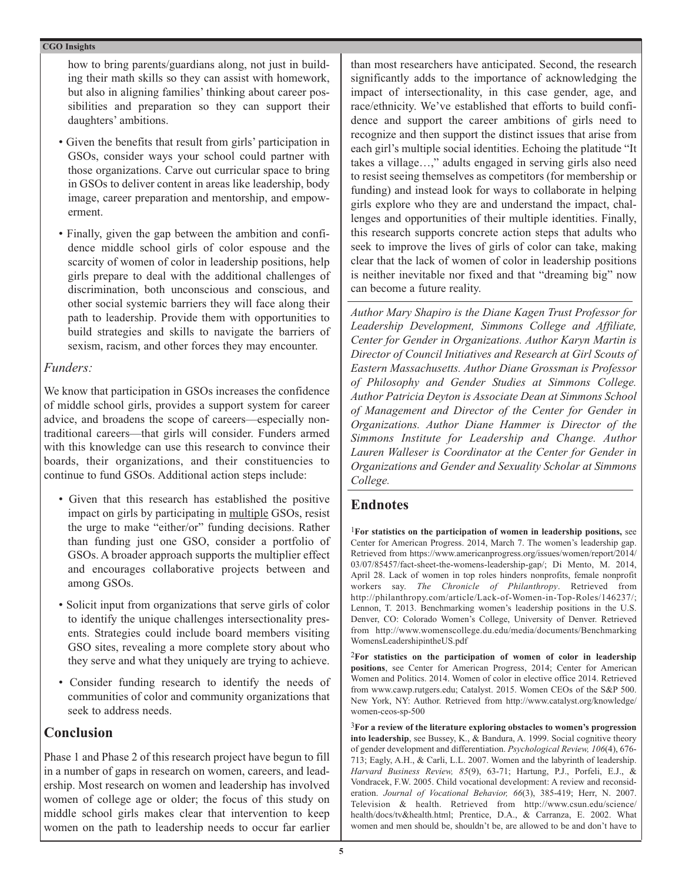how to bring parents/guardians along, not just in building their math skills so they can assist with homework, but also in aligning families' thinking about career possibilities and preparation so they can support their daughters' ambitions.

- Given the benefits that result from girls' participation in GSOs, consider ways your school could partner with those organizations. Carve out curricular space to bring in GSOs to deliver content in areas like leadership, body image, career preparation and mentorship, and empowerment.
- Finally, given the gap between the ambition and confidence middle school girls of color espouse and the scarcity of women of color in leadership positions, help girls prepare to deal with the additional challenges of discrimination, both unconscious and conscious, and other social systemic barriers they will face along their path to leadership. Provide them with opportunities to build strategies and skills to navigate the barriers of sexism, racism, and other forces they may encounter.

### *Funders:*

We know that participation in GSOs increases the confidence of middle school girls, provides a support system for career advice, and broadens the scope of careers—especially nontraditional careers—that girls will consider. Funders armed with this knowledge can use this research to convince their boards, their organizations, and their constituencies to continue to fund GSOs. Additional action steps include:

- Given that this research has established the positive impact on girls by participating in <u>multiple</u> GSOs, resist the urge to make "either/or" funding decisions. Rather than funding just one GSO, consider a portfolio of GSOs. A broader approach supports the multiplier effect and encourages collaborative projects between and among GSOs.
- Solicit input from organizations that serve girls of color to identify the unique challenges intersectionality presents. Strategies could include board members visiting GSO sites, revealing a more complete story about who they serve and what they uniquely are trying to achieve.
- Consider funding research to identify the needs of communities of color and community organizations that seek to address needs.

## Conclusion

Phase 1 and Phase 2 of this research project have begun to fill in a number of gaps in research on women, careers, and leadership. Most research on women and leadership has involved women of college age or older; the focus of this study on middle school girls makes clear that intervention to keep women on the path to leadership needs to occur far earlier than most researchers have anticipated. Second, the research significantly adds to the importance of acknowledging the impact of intersectionality, in this case gender, age, and race/ethnicity. We've established that efforts to build confidence and support the career ambitions of girls need to recognize and then support the distinct issues that arise from each girl's multiple social identities. Echoing the platitude "It takes a village…," adults engaged in serving girls also need to resist seeing themselves as competitors (for membership or funding) and instead look for ways to collaborate in helping girls explore who they are and understand the impact, challenges and opportunities of their multiple identities. Finally, this research supports concrete action steps that adults who seek to improve the lives of girls of color can take, making clear that the lack of women of color in leadership positions is neither inevitable nor fixed and that "dreaming big" now can become a future reality.

*Author Mary Shapiro is the Diane Kagen Trust Professor for Leadership Development, Simmons College and Affiliate, Center for Gender in Organizations. Author Karyn Martin is Director of Council Initiatives and Research at Girl Scouts of Eastern Massachusetts. Author Diane Grossman is Professor of Philosophy and Gender Studies at Simmons College. Author Patricia Deyton is Associate Dean at Simmons School of Management and Director of the Center for Gender in Organizations. Author Diane Hammer is Director of the Simmons Institute for Leadership and Change. Author Lauren Walleser is Coordinator at the Center for Gender in Organizations and Gender and Sexuality Scholar at Simmons College.*

## Endnotes

[1]**For statistics on the participation of women in leadership positions,** see Center for American Progress. 2014, March 7. The women's leadership gap. Retrieved from https://www.americanprogress.org/issues/women/report/2014/03/07/85457/fact-sheet-the-womens-leadership-gap/; Di Mento, M. 2014, April 28. Lack of women in top roles hinders nonprofits, female nonprofit workers say. *The Chronicle of Philanthropy*. Retrieved from http://philanthropy.com/article/Lack-of-Women-in-Top-Roles/146237/; Lennon, T. 2013. Benchmarking women's leadership positions in the U.S. Denver, CO: Colorado Women's College, University of Denver. Retrieved from http://www.womenscollege.du.edu/media/documents/BenchmarkingWomensLeadershipintheUS.pdf

[2]**For statistics on the participation of women of color in leadership positions**, see Center for American Progress, 2014; Center for American Women and Politics. 2014. Women of color in elective office 2014. Retrieved from www.cawp.rutgers.edu; Catalyst. 2015. Women CEOs of the S&P 500. New York, NY: Author. Retrieved from http://www.catalyst.org/knowledge/women-ceos-sp-500

[3]**For a review of the literature exploring obstacles to women's progression into leadership**, see Bussey, K., & Bandura, A. 1999. Social cognitive theory of gender development and differentiation. *Psychological Review, 106*(4), 676-713; Eagly, A.H., & Carli, L.L. 2007. Women and the labyrinth of leadership. *Harvard Business Review, 85*(9), 63-71; Hartung, P.J., Porfeli, E.J., & Vondracek, F.W. 2005. Child vocational development: A review and reconsideration. *Journal of Vocational Behavior, 66*(3), 385-419; Herr, N. 2007. Television & health. Retrieved from http://www.csun.edu/science/health/docs/tv&health.html; Prentice, D.A., & Carranza, E. 2002. What women and men should be, shouldn't be, are allowed to be and don't have to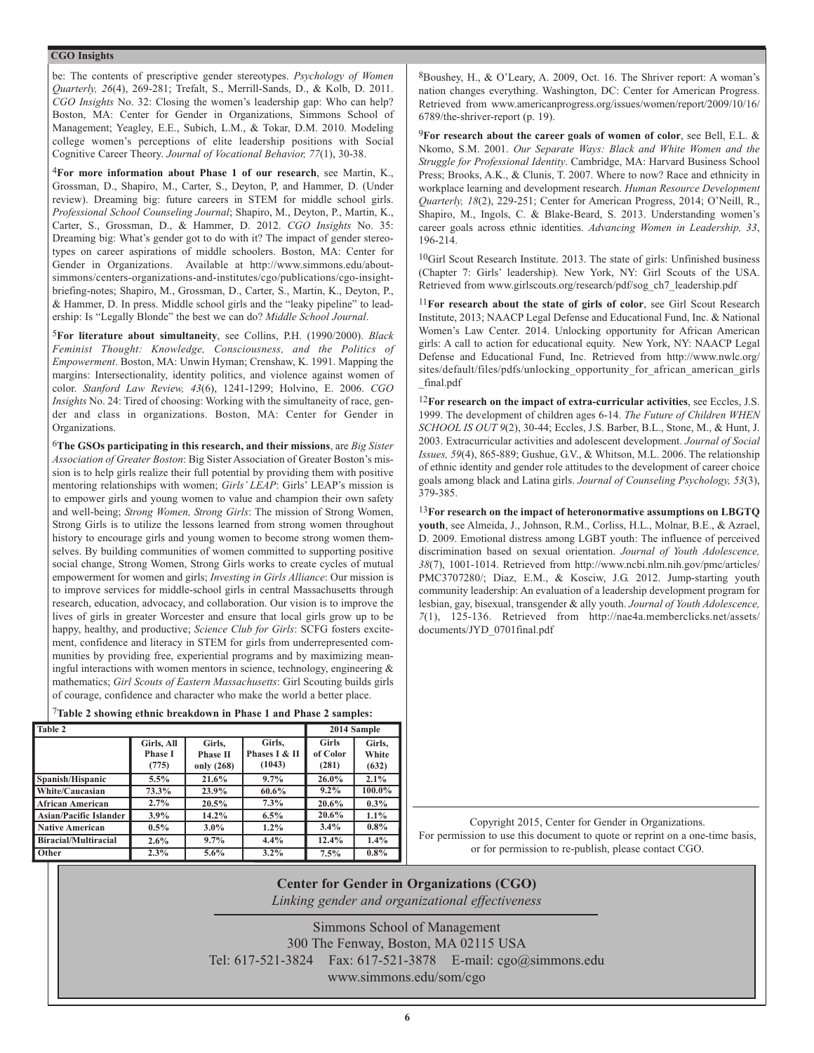be: The contents of prescriptive gender stereotypes. *Psychology of Women Quarterly, 26*(4), 269-281; Trefalt, S., Merrill-Sands, D., & Kolb, D. 2011. *CGO Insights* No. 32: Closing the women's leadership gap: Who can help? Boston, MA: Center for Gender in Organizations, Simmons School of Management; Yeagley, E.E., Subich, L.M., & Tokar, D.M. 2010. Modeling college women's perceptions of elite leadership positions with Social Cognitive Career Theory. *Journal of Vocational Behavior, 77*(1), 30-38.

[4]**For more information about Phase 1 of our research**, see Martin, K., Grossman, D., Shapiro, M., Carter, S., Deyton, P, and Hammer, D. (Under review). Dreaming big: future careers in STEM for middle school girls. *Professional School Counseling Journal*; Shapiro, M., Deyton, P., Martin, K., Carter, S., Grossman, D., & Hammer, D. 2012. *CGO Insights* No. 35: Dreaming big: What's gender got to do with it? The impact of gender stereotypes on career aspirations of middle schoolers. Boston, MA: Center for Gender in Organizations. Available at http://www.simmons.edu/about-simmons/centers-organizations-and-institutes/cgo/publications/cgo-insight-briefing-notes; Shapiro, M., Grossman, D., Carter, S., Martin, K., Deyton, P., & Hammer, D. In press. Middle school girls and the "leaky pipeline" to leadership: Is "Legally Blonde" the best we can do? *Middle School Journal*.

[5]**For literature about simultaneity**, see Collins, P.H. (1990/2000). *Black Feminist Thought: Knowledge, Consciousness, and the Politics of Empowerment*. Boston, MA: Unwin Hyman; Crenshaw, K. 1991. Mapping the margins: Intersectionality, identity politics, and violence against women of color. *Stanford Law Review, 43*(6), 1241-1299; Holvino, E. 2006. *CGO Insights* No. 24: Tired of choosing: Working with the simultaneity of race, gender and class in organizations. Boston, MA: Center for Gender in Organizations.

[6]**The GSOs participating in this research, and their missions**, are *Big Sister Association of Greater Boston*: Big Sister Association of Greater Boston's mission is to help girls realize their full potential by providing them with positive mentoring relationships with women; *Girls' LEAP*: Girls' LEAP's mission is to empower girls and young women to value and champion their own safety and well-being; *Strong Women, Strong Girls*: The mission of Strong Women, Strong Girls is to utilize the lessons learned from strong women throughout history to encourage girls and young women to become strong women themselves. By building communities of women committed to supporting positive social change, Strong Women, Strong Girls works to create cycles of mutual empowerment for women and girls; *Investing in Girls Alliance*: Our mission is to improve services for middle-school girls in central Massachusetts through research, education, advocacy, and collaboration. Our vision is to improve the lives of girls in greater Worcester and ensure that local girls grow up to be happy, healthy, and productive; *Science Club for Girls*: SCFG fosters excitement, confidence and literacy in STEM for girls from underrepresented communities by providing free, experiential programs and by maximizing meaningful interactions with women mentors in science, technology, engineering & mathematics; *Girl Scouts of Eastern Massachusetts*: Girl Scouting builds girls of courage, confidence and character who make the world a better place.

[7]**Table 2 showing ethnic breakdown in Phase 1 and Phase 2 samples:**

| Table 2 | | | | 2014 Sample | |
|---|---|---|---|---|---|
| | Girls, All Phase I (775) | Girls, Phase II only (268) | Girls, Phases I & II (1043) | Girls of Color (281) | Girls, White (632) |
| Spanish/Hispanic | 5.5% | 21.6% | 9.7% | 26.0% | 2.1% |
| White/Caucasian | 73.3% | 23.9% | 60.6% | 9.2% | 100.0% |
| African American | 2.7% | 20.5% | 7.3% | 20.6% | 0.3% |
| Asian/Pacific Islander | 3.9% | 14.2% | 6.5% | 20.6% | 1.1% |
| Native American | 0.5% | 3.0% | 1.2% | 3.4% | 0.8% |
| Biracial/Multiracial | 2.6% | 9.7% | 4.4% | 12.4% | 1.4% |
| Other | 2.3% | 5.6% | 3.2% | 7.5% | 0.8% |

[8]Boushey, H., & O'Leary, A. 2009, Oct. 16. The Shriver report: A woman's nation changes everything. Washington, DC: Center for American Progress. Retrieved from www.americanprogress.org/issues/women/report/2009/10/16/6789/the-shriver-report (p. 19).

[9]**For research about the career goals of women of color**, see Bell, E.L. & Nkomo, S.M. 2001. *Our Separate Ways: Black and White Women and the Struggle for Professional Identity*. Cambridge, MA: Harvard Business School Press; Brooks, A.K., & Clunis, T. 2007. Where to now? Race and ethnicity in workplace learning and development research. *Human Resource Development Quarterly, 18*(2), 229-251; Center for American Progress, 2014; O'Neill, R., Shapiro, M., Ingols, C. & Blake-Beard, S. 2013. Understanding women's career goals across ethnic identities. *Advancing Women in Leadership, 33*, 196-214.

[10]Girl Scout Research Institute. 2013. The state of girls: Unfinished business (Chapter 7: Girls' leadership). New York, NY: Girl Scouts of the USA. Retrieved from www.girlscouts.org/research/pdf/sog_ch7_leadership.pdf

[11]**For research about the state of girls of color**, see Girl Scout Research Institute, 2013; NAACP Legal Defense and Educational Fund, Inc. & National Women's Law Center. 2014. Unlocking opportunity for African American girls: A call to action for educational equity. New York, NY: NAACP Legal Defense and Educational Fund, Inc. Retrieved from http://www.nwlc.org/sites/default/files/pdfs/unlocking_opportunity_for_african_american_girls_final.pdf

[12]**For research on the impact of extra-curricular activities**, see Eccles, J.S. 1999. The development of children ages 6-14. *The Future of Children WHEN SCHOOL IS OUT 9*(2), 30-44; Eccles, J.S. Barber, B.L., Stone, M., & Hunt, J. 2003. Extracurricular activities and adolescent development. *Journal of Social Issues, 59*(4), 865-889; Gushue, G.V., & Whitson, M.L. 2006. The relationship of ethnic identity and gender role attitudes to the development of career choice goals among black and Latina girls. *Journal of Counseling Psychology, 53*(3), 379-385.

[13]**For research on the impact of heteronormative assumptions on LBGTQ youth**, see Almeida, J., Johnson, R.M., Corliss, H.L., Molnar, B.E., & Azrael, D. 2009. Emotional distress among LGBT youth: The influence of perceived discrimination based on sexual orientation. *Journal of Youth Adolescence, 38*(7), 1001-1014. Retrieved from http://www.ncbi.nlm.nih.gov/pmc/articles/PMC3707280/; Diaz, E.M., & Kosciw, J.G. 2012. Jump-starting youth community leadership: An evaluation of a leadership development program for lesbian, gay, bisexual, transgender & ally youth. *Journal of Youth Adolescence, 7*(1), 125-136. Retrieved from http://nae4a.memberclicks.net/assets/documents/JYD_0701final.pdf

Copyright 2015, Center for Gender in Organizations.
For permission to use this document to quote or reprint on a one-time basis, or for permission to re-publish, please contact CGO.

**Center for Gender in Organizations (CGO)**
*Linking gender and organizational effectiveness*

Simmons School of Management
300 The Fenway, Boston, MA 02115 USA
Tel: 617-521-3824 Fax: 617-521-3878 E-mail: cgo@simmons.edu
www.simmons.edu/som/cgo